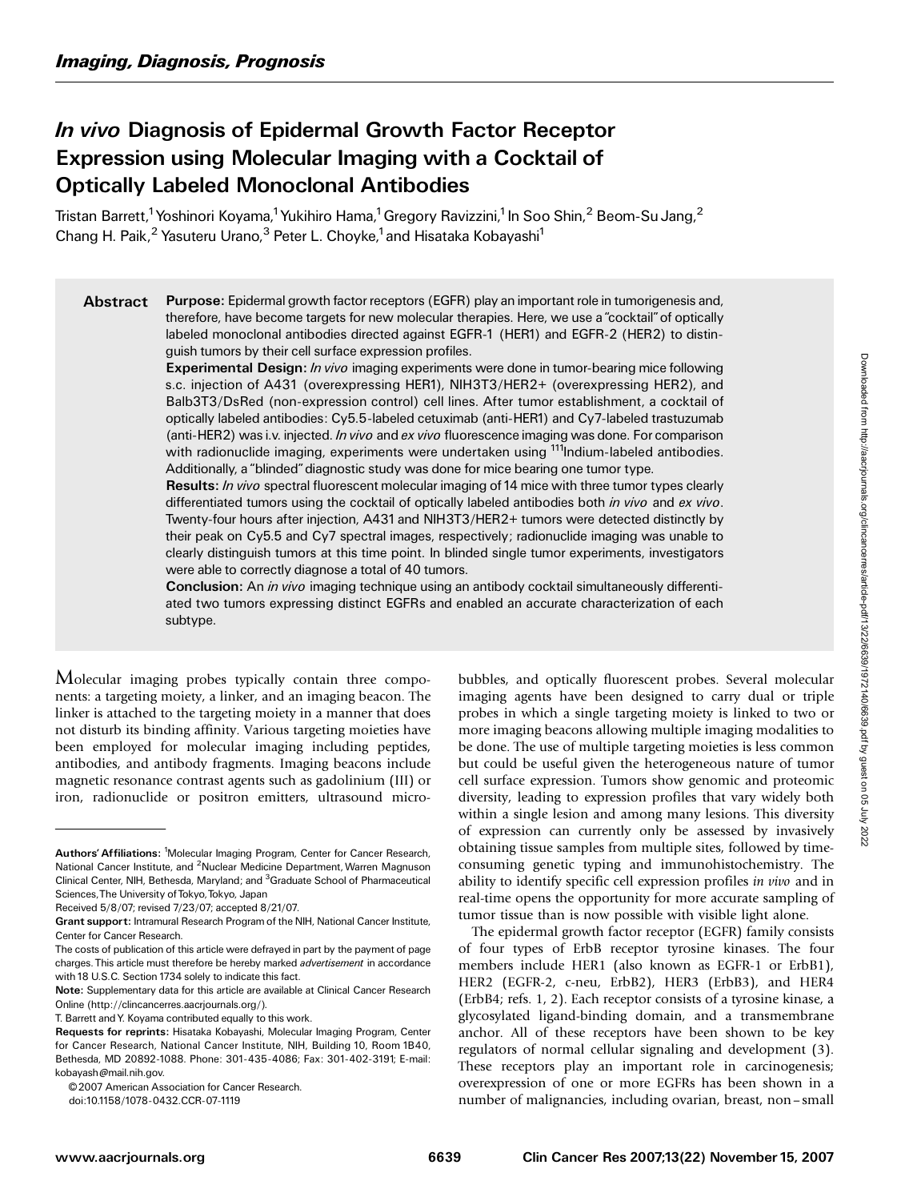Imaging, Diagnosis, Prognosis

# *In vivo* Diagnosis of Epidermal Growth Factor Receptor Expression using Molecular Imaging with a Cocktail of Optically Labeled Monoclonal Antibodies

Tristan Barrett,[1] Yoshinori Koyama,[1] Yukihiro Hama,[1] Gregory Ravizzini,[1] In Soo Shin,[2] Beom-Su Jang,[2] Chang H. Paik,[2] Yasuteru Urano,[3] Peter L. Choyke,[1] and Hisataka Kobayashi[1]

## Abstract

**Purpose:** Epidermal growth factor receptors (EGFR) play an important role in tumorigenesis and, therefore, have become targets for new molecular therapies. Here, we use a "cocktail" of optically labeled monoclonal antibodies directed against EGFR-1 (HER1) and EGFR-2 (HER2) to distinguish tumors by their cell surface expression profiles.

**Experimental Design:** *In vivo* imaging experiments were done in tumor-bearing mice following s.c. injection of A431 (overexpressing HER1), NIH3T3/HER2+ (overexpressing HER2), and Balb3T3/DsRed (non-expression control) cell lines. After tumor establishment, a cocktail of optically labeled antibodies: Cy5.5-labeled cetuximab (anti-HER1) and Cy7-labeled trastuzumab (anti-HER2) was i.v. injected. *In vivo* and *ex vivo* fluorescence imaging was done. For comparison with radionuclide imaging, experiments were undertaken using $^{111}$Indium-labeled antibodies. Additionally, a "blinded" diagnostic study was done for mice bearing one tumor type.

**Results:** *In vivo* spectral fluorescent molecular imaging of 14 mice with three tumor types clearly differentiated tumors using the cocktail of optically labeled antibodies both *in vivo* and *ex vivo*. Twenty-four hours after injection, A431 and NIH3T3/HER2+ tumors were detected distinctly by their peak on Cy5.5 and Cy7 spectral images, respectively; radionuclide imaging was unable to clearly distinguish tumors at this time point. In blinded single tumor experiments, investigators were able to correctly diagnose a total of 40 tumors.

**Conclusion:** An *in vivo* imaging technique using an antibody cocktail simultaneously differentiated two tumors expressing distinct EGFRs and enabled an accurate characterization of each subtype.

Molecular imaging probes typically contain three components: a targeting moiety, a linker, and an imaging beacon. The linker is attached to the targeting moiety in a manner that does not disturb its binding affinity. Various targeting moieties have been employed for molecular imaging including peptides, antibodies, and antibody fragments. Imaging beacons include magnetic resonance contrast agents such as gadolinium (III) or iron, radionuclide or positron emitters, ultrasound microbubbles, and optically fluorescent probes. Several molecular imaging agents have been designed to carry dual or triple probes in which a single targeting moiety is linked to two or more imaging beacons allowing multiple imaging modalities to be done. The use of multiple targeting moieties is less common but could be useful given the heterogeneous nature of tumor cell surface expression. Tumors show genomic and proteomic diversity, leading to expression profiles that vary widely both within a single lesion and among many lesions. This diversity of expression can currently only be assessed by invasively obtaining tissue samples from multiple sites, followed by time-consuming genetic typing and immunohistochemistry. The ability to identify specific cell expression profiles *in vivo* and in real-time opens the opportunity for more accurate sampling of tumor tissue than is now possible with visible light alone.

The epidermal growth factor receptor (EGFR) family consists of four types of ErbB receptor tyrosine kinases. The four members include HER1 (also known as EGFR-1 or ErbB1), HER2 (EGFR-2, c-neu, ErbB2), HER3 (ErbB3), and HER4 (ErbB4; refs. 1, 2). Each receptor consists of a tyrosine kinase, a glycosylated ligand-binding domain, and a transmembrane anchor. All of these receptors have been shown to be key regulators of normal cellular signaling and development (3). These receptors play an important role in carcinogenesis; overexpression of one or more EGFRs has been shown in a number of malignancies, including ovarian, breast, non–small

---

**Authors' Affiliations:** [1]Molecular Imaging Program, Center for Cancer Research, National Cancer Institute, and [2]Nuclear Medicine Department, Warren Magnuson Clinical Center, NIH, Bethesda, Maryland; and [3]Graduate School of Pharmaceutical Sciences, The University of Tokyo, Tokyo, Japan

Received 5/8/07; revised 7/23/07; accepted 8/21/07.

**Grant support:** Intramural Research Program of the NIH, National Cancer Institute, Center for Cancer Research.

The costs of publication of this article were defrayed in part by the payment of page charges. This article must therefore be hereby marked *advertisement* in accordance with 18 U.S.C. Section 1734 solely to indicate this fact.

**Note:** Supplementary data for this article are available at Clinical Cancer Research Online (http://clincancerres.aacrjournals.org/).

T. Barrett and Y. Koyama contributed equally to this work.

**Requests for reprints:** Hisataka Kobayashi, Molecular Imaging Program, Center for Cancer Research, National Cancer Institute, NIH, Building 10, Room 1B40, Bethesda, MD 20892-1088. Phone: 301-435-4086; Fax: 301-402-3191; E-mail: kobayash@mail.nih.gov.

© 2007 American Association for Cancer Research.

doi:10.1158/1078-0432.CCR-07-1119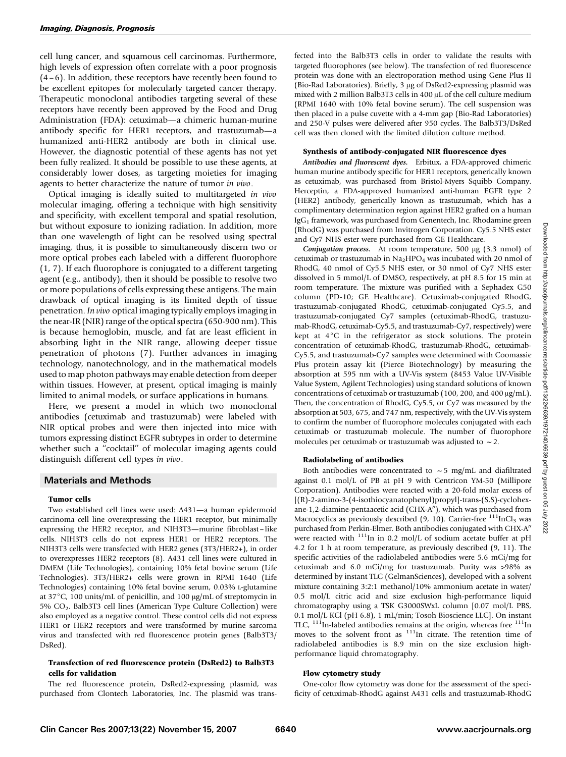cell lung cancer, and squamous cell carcinomas. Furthermore, high levels of expression often correlate with a poor prognosis (4–6). In addition, these receptors have recently been found to be excellent epitopes for molecularly targeted cancer therapy. Therapeutic monoclonal antibodies targeting several of these receptors have recently been approved by the Food and Drug Administration (FDA): cetuximab—a chimeric human-murine antibody specific for HER1 receptors, and trastuzumab—a humanized anti-HER2 antibody are both in clinical use. However, the diagnostic potential of these agents has not yet been fully realized. It should be possible to use these agents, at considerably lower doses, as targeting moieties for imaging agents to better characterize the nature of tumor *in vivo*.

Optical imaging is ideally suited to multitargeted *in vivo* molecular imaging, offering a technique with high sensitivity and specificity, with excellent temporal and spatial resolution, but without exposure to ionizing radiation. In addition, more than one wavelength of light can be resolved using spectral imaging, thus, it is possible to simultaneously discern two or more optical probes each labeled with a different fluorophore (1, 7). If each fluorophore is conjugated to a different targeting agent (e.g., antibody), then it should be possible to resolve two or more populations of cells expressing these antigens. The main drawback of optical imaging is its limited depth of tissue penetration. *In vivo* optical imaging typically employs imaging in the near-IR (NIR) range of the optical spectra (650-900 nm). This is because hemoglobin, muscle, and fat are least efficient in absorbing light in the NIR range, allowing deeper tissue penetration of photons (7). Further advances in imaging technology, nanotechnology, and in the mathematical models used to map photon pathways may enable detection from deeper within tissues. However, at present, optical imaging is mainly limited to animal models, or surface applications in humans.

Here, we present a model in which two monoclonal antibodies (cetuximab and trastuzumab) were labeled with NIR optical probes and were then injected into mice with tumors expressing distinct EGFR subtypes in order to determine whether such a "cocktail" of molecular imaging agents could distinguish different cell types *in vivo*.

## Materials and Methods

### Tumor cells

Two established cell lines were used: A431—a human epidermoid carcinoma cell line overexpressing the HER1 receptor, but minimally expressing the HER2 receptor, and NIH3T3—murine fibroblast–like cells. NIH3T3 cells do not express HER1 or HER2 receptors. The NIH3T3 cells were transfected with HER2 genes (3T3/HER2+), in order to overexpresses HER2 receptors (8). A431 cell lines were cultured in DMEM (Life Technologies), containing 10% fetal bovine serum (Life Technologies). 3T3/HER2+ cells were grown in RPMI 1640 (Life Technologies) containing 10% fetal bovine serum, 0.03% L-glutamine at 37°C, 100 units/mL of penicillin, and 100 μg/mL of streptomycin in 5% $CO_2$. Balb3T3 cell lines (American Type Culture Collection) were also employed as a negative control. These control cells did not express HER1 or HER2 receptors and were transformed by murine sarcoma virus and transfected with red fluorescence protein genes (Balb3T3/DsRed).

### Transfection of red fluorescence protein (DsRed2) to Balb3T3 cells for validation

The red fluorescence protein, DsRed2-expressing plasmid, was purchased from Clontech Laboratories, Inc. The plasmid was transfected into the Balb3T3 cells in order to validate the results with targeted fluorophores (see below). The transfection of red fluorescence protein was done with an electroporation method using Gene Plus II (Bio-Rad Laboratories). Briefly, 3 μg of DsRed2-expressing plasmid was mixed with 2 million Balb3T3 cells in 400 μL of the cell culture medium (RPMI 1640 with 10% fetal bovine serum). The cell suspension was then placed in a pulse cuvette with a 4-mm gap (Bio-Rad Laboratories) and 250-V pulses were delivered after 950 cycles. The Balb3T3/DsRed cell was then cloned with the limited dilution culture method.

### Synthesis of antibody-conjugated NIR fluorescence dyes

***Antibodies and fluorescent dyes.*** Erbitux, a FDA-approved chimeric human murine antibody specific for HER1 receptors, generically known as cetuximab, was purchased from Bristol-Myers Squibb Company. Herceptin, a FDA-approved humanized anti-human EGFR type 2 (HER2) antibody, generically known as trastuzumab, which has a complimentary determination region against HER2 grafted on a human $IgG_1$ framework, was purchased from Genentech, Inc. Rhodamine green (RhodG) was purchased from Invitrogen Corporation. Cy5.5 NHS ester and Cy7 NHS ester were purchased from GE Healthcare.

***Conjugation process.*** At room temperature, 500 μg (3.3 nmol) of cetuximab or trastuzumab in $Na_2HPO_4$ was incubated with 20 nmol of RhodG, 40 nmol of Cy5.5 NHS ester, or 30 nmol of Cy7 NHS ester dissolved in 5 mmol/L of DMSO, respectively, at pH 8.5 for 15 min at room temperature. The mixture was purified with a Sephadex G50 column (PD-10; GE Healthcare). Cetuximab-conjugated RhodG, trastuzumab-conjugated RhodG, cetuximab-conjugated Cy5.5, and trastuzumab-conjugated Cy7 samples (cetuximab-RhodG, trastuzumab-RhodG, cetuximab-Cy5.5, and trastuzumab-Cy7, respectively) were kept at 4°C in the refrigerator as stock solutions. The protein concentration of cetuximab-RhodG, trastuzumab-RhodG, cetuximab-Cy5.5, and trastuzumab-Cy7 samples were determined with Coomassie Plus protein assay kit (Pierce Biotechnology) by measuring the absorption at 595 nm with a UV-Vis system (8453 Value UV-Visible Value System, Agilent Technologies) using standard solutions of known concentrations of cetuximab or trastuzumab (100, 200, and 400 μg/mL). Then, the concentration of RhodG, Cy5.5, or Cy7 was measured by the absorption at 503, 675, and 747 nm, respectively, with the UV-Vis system to confirm the number of fluorophore molecules conjugated with each cetuximab or trastuzumab molecule. The number of fluorophore molecules per cetuximab or trastuzumab was adjusted to ∼2.

### Radiolabeling of antibodies

Both antibodies were concentrated to ∼5 mg/mL and diafiltrated against 0.1 mol/L of PB at pH 9 with Centricon YM-50 (Millipore Corporation). Antibodies were reacted with a 20-fold molar excess of [(R)-2-amino-3-(4-isothiocyanatophenyl)propyl]-trans-(S,S)-cyclohexane-1,2-diamine-pentaacetic acid (CHX-A″), which was purchased from Macrocyclics as previously described (9, 10). Carrier-free $^{111}InCl_3$ was purchased from Perkin-Elmer. Both antibodies conjugated with CHX-A″ were reacted with $^{111}In$ in 0.2 mol/L of sodium acetate buffer at pH 4.2 for 1 h at room temperature, as previously described (9, 11). The specific activities of the radiolabeled antibodies were 5.6 mCi/mg for cetuximab and 6.0 mCi/mg for trastuzumab. Purity was >98% as determined by instant TLC (GelmanSciences), developed with a solvent mixture containing 3:2:1 methanol/10% ammonium acetate in water/0.5 mol/L citric acid and size exclusion high-performance liquid chromatography using a TSK G3000SWxL column [0.07 mol/L PBS, 0.1 mol/L KCl (pH 6.8), 1 mL/min; Tosoh Bioscience LLC]. On instant TLC, $^{111}In$-labeled antibodies remains at the origin, whereas free $^{111}In$ moves to the solvent front as $^{111}In$ citrate. The retention time of radiolabeled antibodies is 8.9 min on the size exclusion high-performance liquid chromatography.

### Flow cytometry study

One-color flow cytometry was done for the assessment of the specificity of cetuximab-RhodG against A431 cells and trastuzumab-RhodG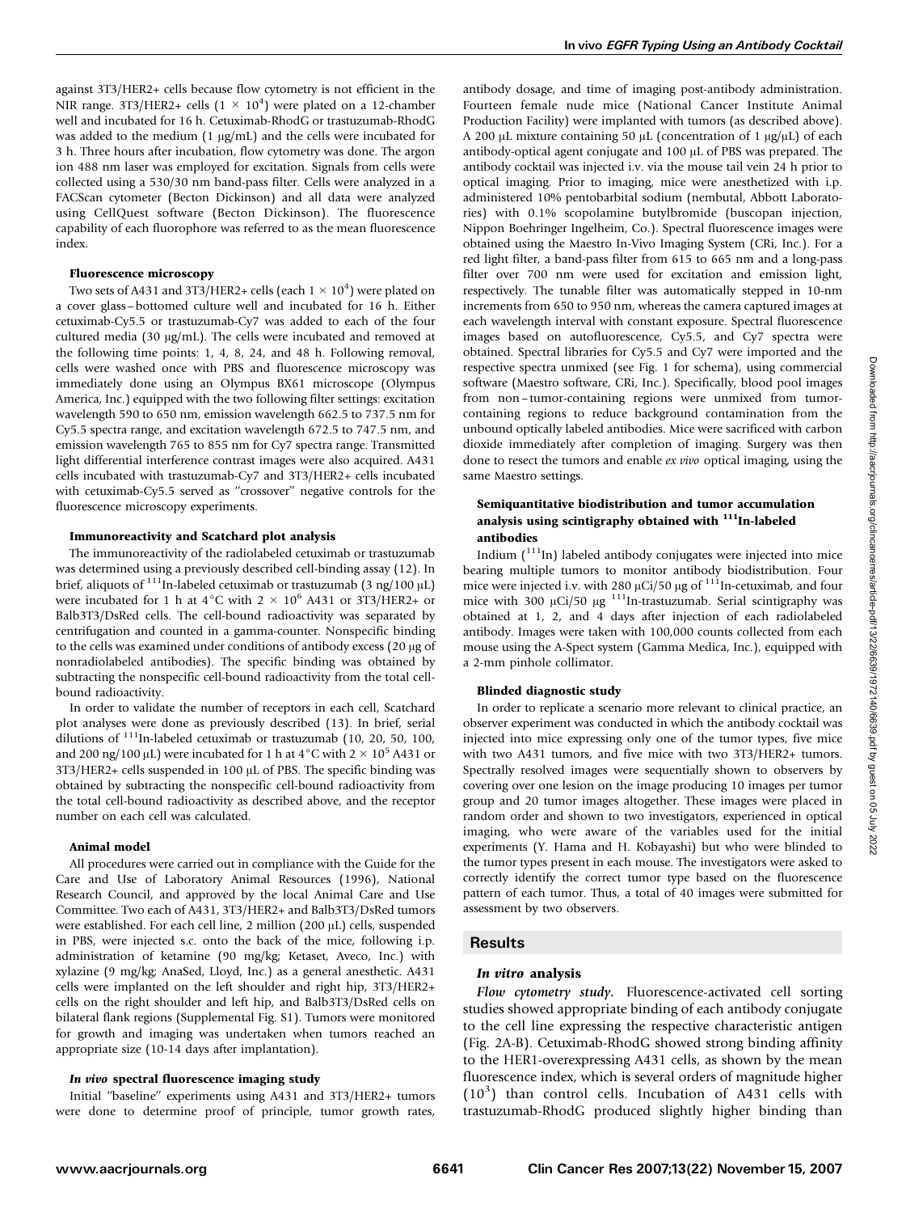against 3T3/HER2+ cells because flow cytometry is not efficient in the NIR range. 3T3/HER2+ cells ($1 \times 10^4$) were plated on a 12-chamber well and incubated for 16 h. Cetuximab-RhodG or trastuzumab-RhodG was added to the medium (1 μg/mL) and the cells were incubated for 3 h. Three hours after incubation, flow cytometry was done. The argon ion 488 nm laser was employed for excitation. Signals from cells were collected using a 530/30 nm band-pass filter. Cells were analyzed in a FACScan cytometer (Becton Dickinson) and all data were analyzed using CellQuest software (Becton Dickinson). The fluorescence capability of each fluorophore was referred to as the mean fluorescence index.

#### Fluorescence microscopy

Two sets of A431 and 3T3/HER2+ cells (each $1 \times 10^4$) were plated on a cover glass–bottomed culture well and incubated for 16 h. Either cetuximab-Cy5.5 or trastuzumab-Cy7 was added to each of the four cultured media (30 μg/mL). The cells were incubated and removed at the following time points: 1, 4, 8, 24, and 48 h. Following removal, cells were washed once with PBS and fluorescence microscopy was immediately done using an Olympus BX61 microscope (Olympus America, Inc.) equipped with the two following filter settings: excitation wavelength 590 to 650 nm, emission wavelength 662.5 to 737.5 nm for Cy5.5 spectra range, and excitation wavelength 672.5 to 747.5 nm, and emission wavelength 765 to 855 nm for Cy7 spectra range. Transmitted light differential interference contrast images were also acquired. A431 cells incubated with trastuzumab-Cy7 and 3T3/HER2+ cells incubated with cetuximab-Cy5.5 served as "crossover" negative controls for the fluorescence microscopy experiments.

#### Immunoreactivity and Scatchard plot analysis

The immunoreactivity of the radiolabeled cetuximab or trastuzumab was determined using a previously described cell-binding assay (12). In brief, aliquots of $^{111}$In-labeled cetuximab or trastuzumab (3 ng/100 μL) were incubated for 1 h at 4°C with $2 \times 10^6$ A431 or 3T3/HER2+ or Balb3T3/DsRed cells. The cell-bound radioactivity was separated by centrifugation and counted in a gamma-counter. Nonspecific binding to the cells was examined under conditions of antibody excess (20 μg of nonradiolabeled antibodies). The specific binding was obtained by subtracting the nonspecific cell-bound radioactivity from the total cell-bound radioactivity.

In order to validate the number of receptors in each cell, Scatchard plot analyses were done as previously described (13). In brief, serial dilutions of $^{111}$In-labeled cetuximab or trastuzumab (10, 20, 50, 100, and 200 ng/100 μL) were incubated for 1 h at 4°C with $2 \times 10^5$ A431 or 3T3/HER2+ cells suspended in 100 μL of PBS. The specific binding was obtained by subtracting the nonspecific cell-bound radioactivity from the total cell-bound radioactivity as described above, and the receptor number on each cell was calculated.

#### Animal model

All procedures were carried out in compliance with the Guide for the Care and Use of Laboratory Animal Resources (1996), National Research Council, and approved by the local Animal Care and Use Committee. Two each of A431, 3T3/HER2+ and Balb3T3/DsRed tumors were established. For each cell line, 2 million (200 μL) cells, suspended in PBS, were injected s.c. onto the back of the mice, following i.p. administration of ketamine (90 mg/kg; Ketaset, Aveco, Inc.) with xylazine (9 mg/kg; AnaSed, Lloyd, Inc.) as a general anesthetic. A431 cells were implanted on the left shoulder and right hip, 3T3/HER2+ cells on the right shoulder and left hip, and Balb3T3/DsRed cells on bilateral flank regions (Supplemental Fig. S1). Tumors were monitored for growth and imaging was undertaken when tumors reached an appropriate size (10-14 days after implantation).

#### *In vivo* spectral fluorescence imaging study

Initial "baseline" experiments using A431 and 3T3/HER2+ tumors were done to determine proof of principle, tumor growth rates, antibody dosage, and time of imaging post-antibody administration. Fourteen female nude mice (National Cancer Institute Animal Production Facility) were implanted with tumors (as described above). A 200 μL mixture containing 50 μL (concentration of 1 μg/μL) of each antibody-optical agent conjugate and 100 μL of PBS was prepared. The antibody cocktail was injected i.v. via the mouse tail vein 24 h prior to optical imaging. Prior to imaging, mice were anesthetized with i.p. administered 10% pentobarbital sodium (nembutal, Abbott Laboratories) with 0.1% scopolamine butylbromide (buscopan injection, Nippon Boehringer Ingelheim, Co.). Spectral fluorescence images were obtained using the Maestro In-Vivo Imaging System (CRi, Inc.). For a red light filter, a band-pass filter from 615 to 665 nm and a long-pass filter over 700 nm were used for excitation and emission light, respectively. The tunable filter was automatically stepped in 10-nm increments from 650 to 950 nm, whereas the camera captured images at each wavelength interval with constant exposure. Spectral fluorescence images based on autofluorescence, Cy5.5, and Cy7 spectra were obtained. Spectral libraries for Cy5.5 and Cy7 were imported and the respective spectra unmixed (see Fig. 1 for schema), using commercial software (Maestro software, CRi, Inc.). Specifically, blood pool images from non–tumor-containing regions were unmixed from tumor-containing regions to reduce background contamination from the unbound optically labeled antibodies. Mice were sacrificed with carbon dioxide immediately after completion of imaging. Surgery was then done to resect the tumors and enable *ex vivo* optical imaging, using the same Maestro settings.

#### Semiquantitative biodistribution and tumor accumulation analysis using scintigraphy obtained with $^{111}$In-labeled antibodies

Indium ($^{111}$In) labeled antibody conjugates were injected into mice bearing multiple tumors to monitor antibody biodistribution. Four mice were injected i.v. with 280 μCi/50 μg of $^{111}$In-cetuximab, and four mice with 300 μCi/50 μg $^{111}$In-trastuzumab. Serial scintigraphy was obtained at 1, 2, and 4 days after injection of each radiolabeled antibody. Images were taken with 100,000 counts collected from each mouse using the A-Spect system (Gamma Medica, Inc.), equipped with a 2-mm pinhole collimator.

#### Blinded diagnostic study

In order to replicate a scenario more relevant to clinical practice, an observer experiment was conducted in which the antibody cocktail was injected into mice expressing only one of the tumor types, five mice with two A431 tumors, and five mice with two 3T3/HER2+ tumors. Spectrally resolved images were sequentially shown to observers by covering over one lesion on the image producing 10 images per tumor group and 20 tumor images altogether. These images were placed in random order and shown to two investigators, experienced in optical imaging, who were aware of the variables used for the initial experiments (Y. Hama and H. Kobayashi) but who were blinded to the tumor types present in each mouse. The investigators were asked to correctly identify the correct tumor type based on the fluorescence pattern of each tumor. Thus, a total of 40 images were submitted for assessment by two observers.

## Results

### *In vitro* analysis

***Flow cytometry study.*** Fluorescence-activated cell sorting studies showed appropriate binding of each antibody conjugate to the cell line expressing the respective characteristic antigen (Fig. 2A-B). Cetuximab-RhodG showed strong binding affinity to the HER1-overexpressing A431 cells, as shown by the mean fluorescence index, which is several orders of magnitude higher ($10^3$) than control cells. Incubation of A431 cells with trastuzumab-RhodG produced slightly higher binding than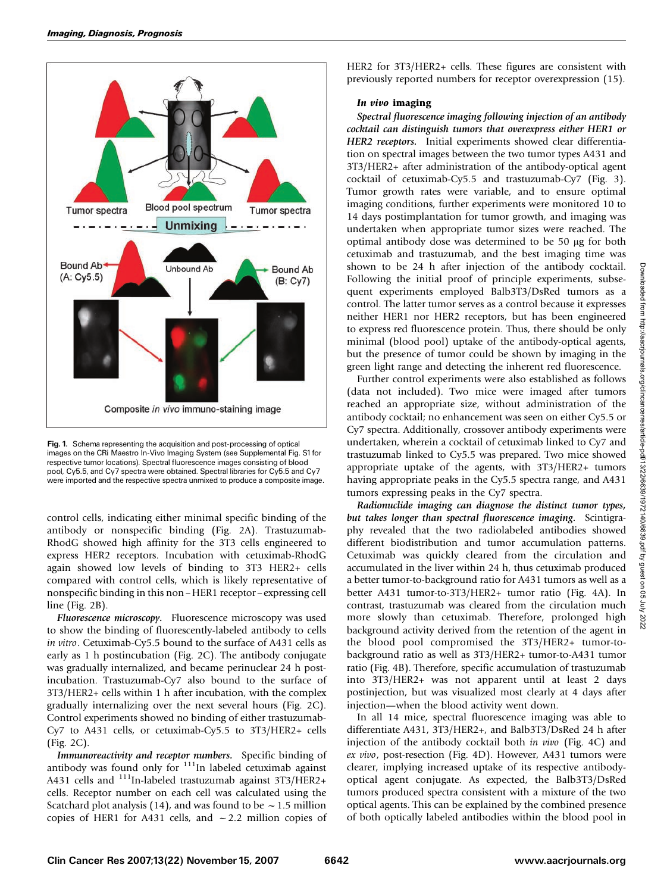Fig. 1. Schema representing the acquisition and post-processing of optical images on the CRi Maestro In-Vivo Imaging System (see Supplemental Fig. S1 for respective tumor locations). Spectral fluorescence images consisting of blood pool, Cy5.5, and Cy7 spectra were obtained. Spectral libraries for Cy5.5 and Cy7 were imported and the respective spectra unmixed to produce a composite image.

control cells, indicating either minimal specific binding of the antibody or nonspecific binding (Fig. 2A). Trastuzumab-RhodG showed high affinity for the 3T3 cells engineered to express HER2 receptors. Incubation with cetuximab-RhodG again showed low levels of binding to 3T3 HER2+ cells compared with control cells, which is likely representative of nonspecific binding in this non–HER1 receptor–expressing cell line (Fig. 2B).

***Fluorescence microscopy.*** Fluorescence microscopy was used to show the binding of fluorescently-labeled antibody to cells *in vitro*. Cetuximab-Cy5.5 bound to the surface of A431 cells as early as 1 h postincubation (Fig. 2C). The antibody conjugate was gradually internalized, and became perinuclear 24 h postincubation. Trastuzumab-Cy7 also bound to the surface of 3T3/HER2+ cells within 1 h after incubation, with the complex gradually internalizing over the next several hours (Fig. 2C). Control experiments showed no binding of either trastuzumab-Cy7 to A431 cells, or cetuximab-Cy5.5 to 3T3/HER2+ cells (Fig. 2C).

***Immunoreactivity and receptor numbers.*** Specific binding of antibody was found only for $^{111}$In labeled cetuximab against A431 cells and $^{111}$In-labeled trastuzumab against 3T3/HER2+ cells. Receptor number on each cell was calculated using the Scatchard plot analysis (14), and was found to be ~1.5 million copies of HER1 for A431 cells, and ~2.2 million copies of HER2 for 3T3/HER2+ cells. These figures are consistent with previously reported numbers for receptor overexpression (15).

### *In vivo* imaging

***Spectral fluorescence imaging following injection of an antibody cocktail can distinguish tumors that overexpress either HER1 or HER2 receptors.*** Initial experiments showed clear differentiation on spectral images between the two tumor types A431 and 3T3/HER2+ after administration of the antibody-optical agent cocktail of cetuximab-Cy5.5 and trastuzumab-Cy7 (Fig. 3). Tumor growth rates were variable, and to ensure optimal imaging conditions, further experiments were monitored 10 to 14 days postimplantation for tumor growth, and imaging was undertaken when appropriate tumor sizes were reached. The optimal antibody dose was determined to be 50 μg for both cetuximab and trastuzumab, and the best imaging time was shown to be 24 h after injection of the antibody cocktail. Following the initial proof of principle experiments, subsequent experiments employed Balb3T3/DsRed tumors as a control. The latter tumor serves as a control because it expresses neither HER1 nor HER2 receptors, but has been engineered to express red fluorescence protein. Thus, there should be only minimal (blood pool) uptake of the antibody-optical agents, but the presence of tumor could be shown by imaging in the green light range and detecting the inherent red fluorescence.

Further control experiments were also established as follows (data not included). Two mice were imaged after tumors reached an appropriate size, without administration of the antibody cocktail; no enhancement was seen on either Cy5.5 or Cy7 spectra. Additionally, crossover antibody experiments were undertaken, wherein a cocktail of cetuximab linked to Cy7 and trastuzumab linked to Cy5.5 was prepared. Two mice showed appropriate uptake of the agents, with 3T3/HER2+ tumors having appropriate peaks in the Cy5.5 spectra range, and A431 tumors expressing peaks in the Cy7 spectra.

***Radionuclide imaging can diagnose the distinct tumor types, but takes longer than spectral fluorescence imaging.*** Scintigraphy revealed that the two radiolabeled antibodies showed different biodistribution and tumor accumulation patterns. Cetuximab was quickly cleared from the circulation and accumulated in the liver within 24 h, thus cetuximab produced a better tumor-to-background ratio for A431 tumors as well as a better A431 tumor-to-3T3/HER2+ tumor ratio (Fig. 4A). In contrast, trastuzumab was cleared from the circulation much more slowly than cetuximab. Therefore, prolonged high background activity derived from the retention of the agent in the blood pool compromised the 3T3/HER2+ tumor-to-background ratio as well as 3T3/HER2+ tumor-to-A431 tumor ratio (Fig. 4B). Therefore, specific accumulation of trastuzumab into 3T3/HER2+ was not apparent until at least 2 days postinjection, but was visualized most clearly at 4 days after injection—when the blood activity went down.

In all 14 mice, spectral fluorescence imaging was able to differentiate A431, 3T3/HER2+, and Balb3T3/DsRed 24 h after injection of the antibody cocktail both *in vivo* (Fig. 4C) and *ex vivo*, post-resection (Fig. 4D). However, A431 tumors were clearer, implying increased uptake of its respective antibody-optical agent conjugate. As expected, the Balb3T3/DsRed tumors produced spectra consistent with a mixture of the two optical agents. This can be explained by the combined presence of both optically labeled antibodies within the blood pool in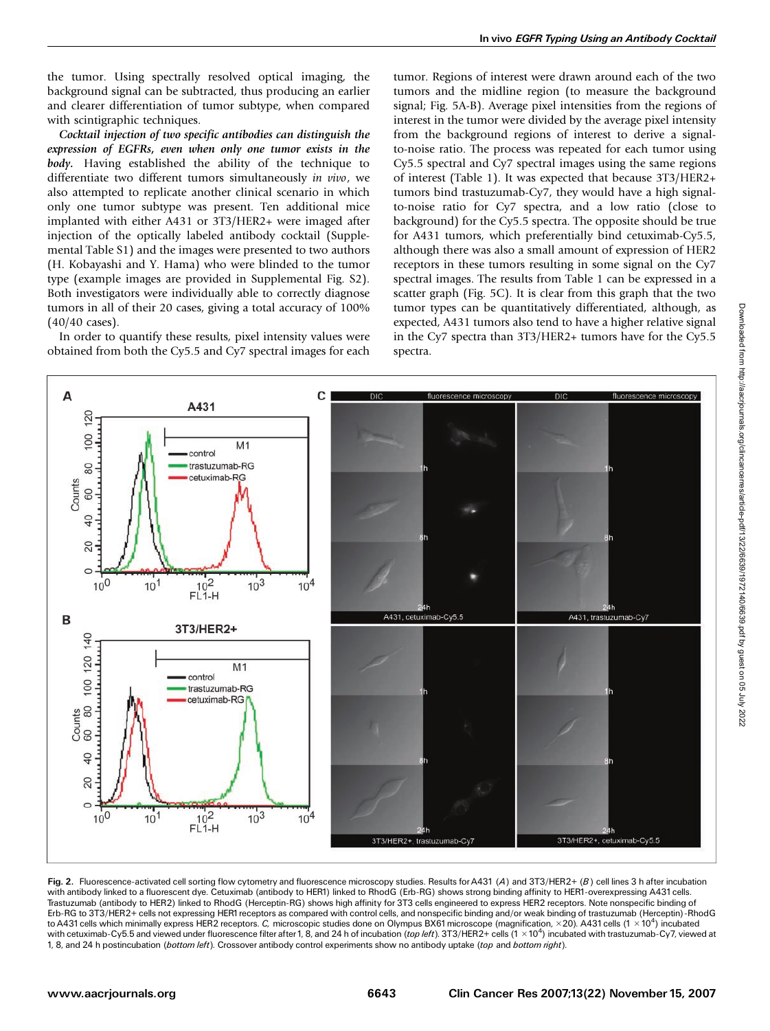the tumor. Using spectrally resolved optical imaging, the background signal can be subtracted, thus producing an earlier and clearer differentiation of tumor subtype, when compared with scintigraphic techniques.

***Cocktail injection of two specific antibodies can distinguish the expression of EGFRs, even when only one tumor exists in the body.*** Having established the ability of the technique to differentiate two different tumors simultaneously *in vivo*, we also attempted to replicate another clinical scenario in which only one tumor subtype was present. Ten additional mice implanted with either A431 or 3T3/HER2+ were imaged after injection of the optically labeled antibody cocktail (Supplemental Table S1) and the images were presented to two authors (H. Kobayashi and Y. Hama) who were blinded to the tumor type (example images are provided in Supplemental Fig. S2). Both investigators were individually able to correctly diagnose tumors in all of their 20 cases, giving a total accuracy of 100% (40/40 cases).

In order to quantify these results, pixel intensity values were obtained from both the Cy5.5 and Cy7 spectral images for each tumor. Regions of interest were drawn around each of the two tumors and the midline region (to measure the background signal; Fig. 5A-B). Average pixel intensities from the regions of interest in the tumor were divided by the average pixel intensity from the background regions of interest to derive a signal-to-noise ratio. The process was repeated for each tumor using Cy5.5 spectral and Cy7 spectral images using the same regions of interest (Table 1). It was expected that because 3T3/HER2+ tumors bind trastuzumab-Cy7, they would have a high signal-to-noise ratio for Cy7 spectra, and a low ratio (close to background) for the Cy5.5 spectra. The opposite should be true for A431 tumors, which preferentially bind cetuximab-Cy5.5, although there was also a small amount of expression of HER2 receptors in these tumors resulting in some signal on the Cy7 spectral images. The results from Table 1 can be expressed in a scatter graph (Fig. 5C). It is clear from this graph that the two tumor types can be quantitatively differentiated, although, as expected, A431 tumors also tend to have a higher relative signal in the Cy7 spectra than 3T3/HER2+ tumors have for the Cy5.5 spectra.

**Fig. 2.** Fluorescence-activated cell sorting flow cytometry and fluorescence microscopy studies. Results for A431 (*A*) and 3T3/HER2+ (*B*) cell lines 3 h after incubation with antibody linked to a fluorescent dye. Cetuximab (antibody to HER1) linked to RhodG (Erb-RG) shows strong binding affinity to HER1-overexpressing A431 cells. Trastuzumab (antibody to HER2) linked to RhodG (Herceptin-RG) shows high affinity for 3T3 cells engineered to express HER2 receptors. Note nonspecific binding of Erb-RG to 3T3/HER2+ cells not expressing HER1 receptors as compared with control cells, and nonspecific binding and/or weak binding of trastuzumab (Herceptin)-RhodG to A431 cells which minimally express HER2 receptors. *C,* microscopic studies done on Olympus BX61 microscope (magnification, ×20). A431 cells ($1 \times 10^4$) incubated with cetuximab-Cy5.5 and viewed under fluorescence filter after 1, 8, and 24 h of incubation (*top left*). 3T3/HER2+ cells ($1 \times 10^4$) incubated with trastuzumab-Cy7, viewed at 1, 8, and 24 h postincubation (*bottom left*). Crossover antibody control experiments show no antibody uptake (*top* and *bottom right*).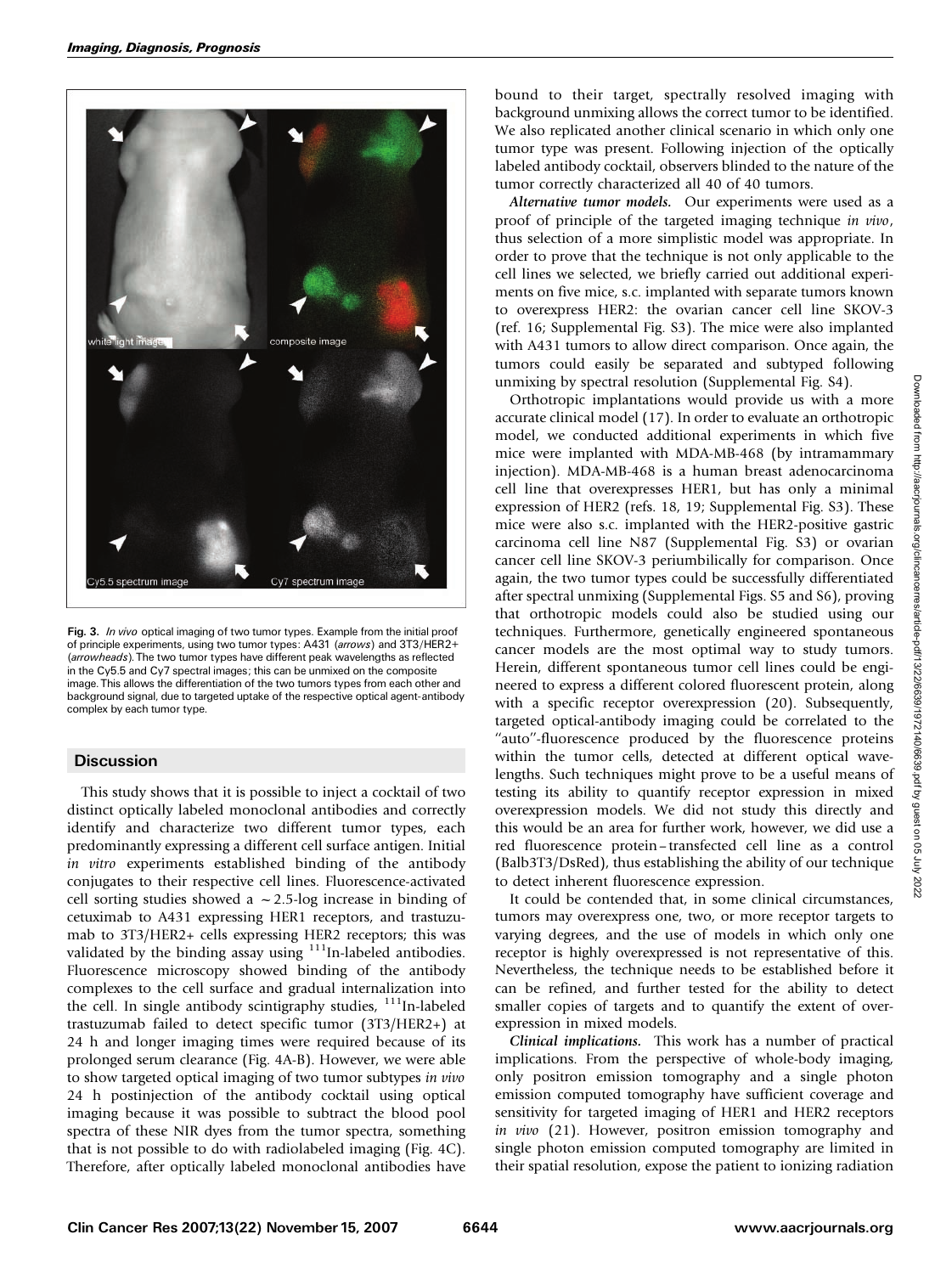**Fig. 3.** *In vivo* optical imaging of two tumor types. Example from the initial proof of principle experiments, using two tumor types: A431 (*arrows*) and 3T3/HER2+ (*arrowheads*). The two tumor types have different peak wavelengths as reflected in the Cy5.5 and Cy7 spectral images; this can be unmixed on the composite image. This allows the differentiation of the two tumors types from each other and background signal, due to targeted uptake of the respective optical agent-antibody complex by each tumor type.

## Discussion

This study shows that it is possible to inject a cocktail of two distinct optically labeled monoclonal antibodies and correctly identify and characterize two different tumor types, each predominantly expressing a different cell surface antigen. Initial *in vitro* experiments established binding of the antibody conjugates to their respective cell lines. Fluorescence-activated cell sorting studies showed a $\sim$2.5-log increase in binding of cetuximab to A431 expressing HER1 receptors, and trastuzumab to 3T3/HER2+ cells expressing HER2 receptors; this was validated by the binding assay using $^{111}$In-labeled antibodies. Fluorescence microscopy showed binding of the antibody complexes to the cell surface and gradual internalization into the cell. In single antibody scintigraphy studies, $^{111}$In-labeled trastuzumab failed to detect specific tumor (3T3/HER2+) at 24 h and longer imaging times were required because of its prolonged serum clearance (Fig. 4A-B). However, we were able to show targeted optical imaging of two tumor subtypes *in vivo* 24 h postinjection of the antibody cocktail using optical imaging because it was possible to subtract the blood pool spectra of these NIR dyes from the tumor spectra, something that is not possible to do with radiolabeled imaging (Fig. 4C). Therefore, after optically labeled monoclonal antibodies have bound to their target, spectrally resolved imaging with background unmixing allows the correct tumor to be identified. We also replicated another clinical scenario in which only one tumor type was present. Following injection of the optically labeled antibody cocktail, observers blinded to the nature of the tumor correctly characterized all 40 of 40 tumors.

***Alternative tumor models.*** Our experiments were used as a proof of principle of the targeted imaging technique *in vivo*, thus selection of a more simplistic model was appropriate. In order to prove that the technique is not only applicable to the cell lines we selected, we briefly carried out additional experiments on five mice, s.c. implanted with separate tumors known to overexpress HER2: the ovarian cancer cell line SKOV-3 (ref. 16; Supplemental Fig. S3). The mice were also implanted with A431 tumors to allow direct comparison. Once again, the tumors could easily be separated and subtyped following unmixing by spectral resolution (Supplemental Fig. S4).

Orthotropic implantations would provide us with a more accurate clinical model (17). In order to evaluate an orthotropic model, we conducted additional experiments in which five mice were implanted with MDA-MB-468 (by intramammary injection). MDA-MB-468 is a human breast adenocarcinoma cell line that overexpresses HER1, but has only a minimal expression of HER2 (refs. 18, 19; Supplemental Fig. S3). These mice were also s.c. implanted with the HER2-positive gastric carcinoma cell line N87 (Supplemental Fig. S3) or ovarian cancer cell line SKOV-3 periumbilically for comparison. Once again, the two tumor types could be successfully differentiated after spectral unmixing (Supplemental Figs. S5 and S6), proving that orthotropic models could also be studied using our techniques. Furthermore, genetically engineered spontaneous cancer models are the most optimal way to study tumors. Herein, different spontaneous tumor cell lines could be engineered to express a different colored fluorescent protein, along with a specific receptor overexpression (20). Subsequently, targeted optical-antibody imaging could be correlated to the "auto"-fluorescence produced by the fluorescence proteins within the tumor cells, detected at different optical wavelengths. Such techniques might prove to be a useful means of testing its ability to quantify receptor expression in mixed overexpression models. We did not study this directly and this would be an area for further work, however, we did use a red fluorescence protein–transfected cell line as a control (Balb3T3/DsRed), thus establishing the ability of our technique to detect inherent fluorescence expression.

It could be contended that, in some clinical circumstances, tumors may overexpress one, two, or more receptor targets to varying degrees, and the use of models in which only one receptor is highly overexpressed is not representative of this. Nevertheless, the technique needs to be established before it can be refined, and further tested for the ability to detect smaller copies of targets and to quantify the extent of overexpression in mixed models.

***Clinical implications.*** This work has a number of practical implications. From the perspective of whole-body imaging, only positron emission tomography and a single photon emission computed tomography have sufficient coverage and sensitivity for targeted imaging of HER1 and HER2 receptors *in vivo* (21). However, positron emission tomography and single photon emission computed tomography are limited in their spatial resolution, expose the patient to ionizing radiation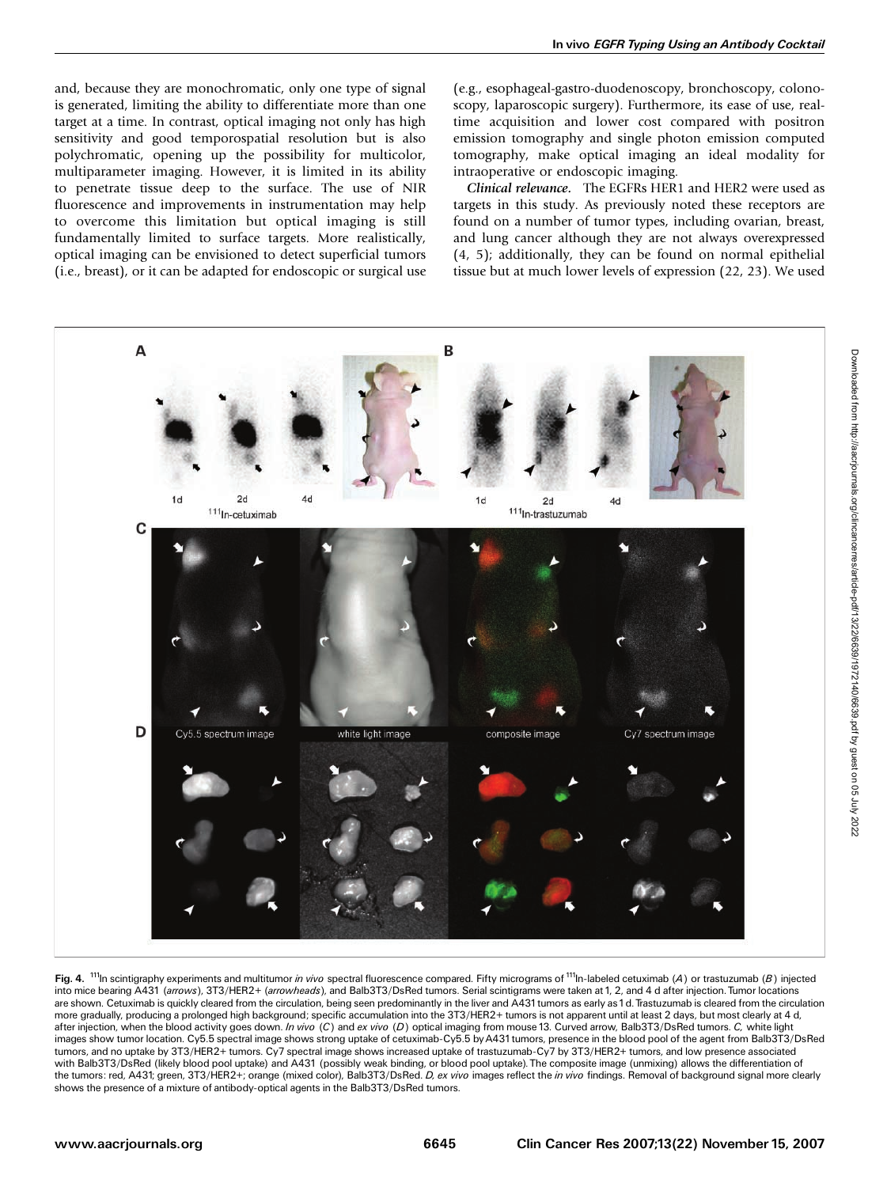and, because they are monochromatic, only one type of signal is generated, limiting the ability to differentiate more than one target at a time. In contrast, optical imaging not only has high sensitivity and good temporospatial resolution but is also polychromatic, opening up the possibility for multicolor, multiparameter imaging. However, it is limited in its ability to penetrate tissue deep to the surface. The use of NIR fluorescence and improvements in instrumentation may help to overcome this limitation but optical imaging is still fundamentally limited to surface targets. More realistically, optical imaging can be envisioned to detect superficial tumors (i.e., breast), or it can be adapted for endoscopic or surgical use (e.g., esophageal-gastro-duodenoscopy, bronchoscopy, colonoscopy, laparoscopic surgery). Furthermore, its ease of use, real-time acquisition and lower cost compared with positron emission tomography and single photon emission computed tomography, make optical imaging an ideal modality for intraoperative or endoscopic imaging.

***Clinical relevance.*** The EGFRs HER1 and HER2 were used as targets in this study. As previously noted these receptors are found on a number of tumor types, including ovarian, breast, and lung cancer although they are not always overexpressed (4, 5); additionally, they can be found on normal epithelial tissue but at much lower levels of expression (22, 23). We used

**Fig. 4.** $^{111}$In scintigraphy experiments and multitumor *in vivo* spectral fluorescence compared. Fifty micrograms of $^{111}$In-labeled cetuximab (*A*) or trastuzumab (*B*) injected into mice bearing A431 (*arrows*), 3T3/HER2+ (*arrowheads*), and Balb3T3/DsRed tumors. Serial scintigrams were taken at 1, 2, and 4 d after injection. Tumor locations are shown. Cetuximab is quickly cleared from the circulation, being seen predominantly in the liver and A431 tumors as early as 1 d. Trastuzumab is cleared from the circulation more gradually, producing a prolonged high background; specific accumulation into the 3T3/HER2+ tumors is not apparent until at least 2 days, but most clearly at 4 d, after injection, when the blood activity goes down. *In vivo* (*C*) and *ex vivo* (*D*) optical imaging from mouse 13. Curved arrow, Balb3T3/DsRed tumors. *C,* white light images show tumor location. Cy5.5 spectral image shows strong uptake of cetuximab-Cy5.5 by A431 tumors, presence in the blood pool of the agent from Balb3T3/DsRed tumors, and no uptake by 3T3/HER2+ tumors. Cy7 spectral image shows increased uptake of trastuzumab-Cy7 by 3T3/HER2+ tumors, and low presence associated with Balb3T3/DsRed (likely blood pool uptake) and A431 (possibly weak binding, or blood pool uptake). The composite image (unmixing) allows the differentiation of the tumors: red, A431; green, 3T3/HER2+; orange (mixed color), Balb3T3/DsRed. *D, ex vivo* images reflect the *in vivo* findings. Removal of background signal more clearly shows the presence of a mixture of antibody-optical agents in the Balb3T3/DsRed tumors.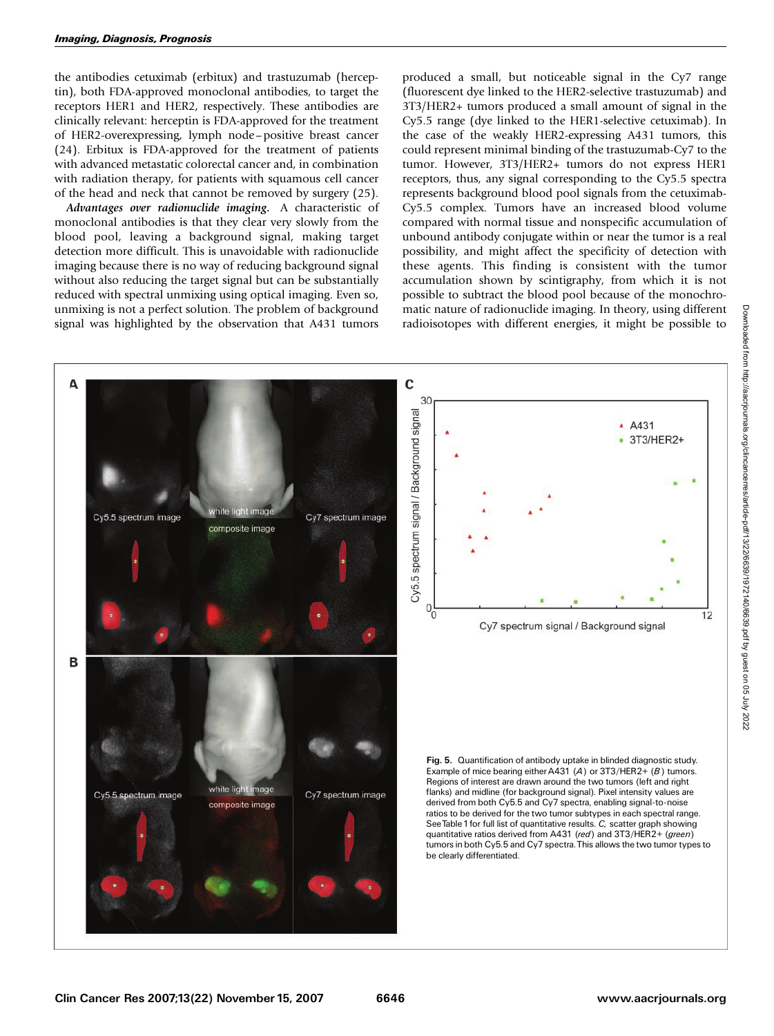the antibodies cetuximab (erbitux) and trastuzumab (herceptin), both FDA-approved monoclonal antibodies, to target the receptors HER1 and HER2, respectively. These antibodies are clinically relevant: herceptin is FDA-approved for the treatment of HER2-overexpressing, lymph node–positive breast cancer (24). Erbitux is FDA-approved for the treatment of patients with advanced metastatic colorectal cancer and, in combination with radiation therapy, for patients with squamous cell cancer of the head and neck that cannot be removed by surgery (25).

***Advantages over radionuclide imaging.*** A characteristic of monoclonal antibodies is that they clear very slowly from the blood pool, leaving a background signal, making target detection more difficult. This is unavoidable with radionuclide imaging because there is no way of reducing background signal without also reducing the target signal but can be substantially reduced with spectral unmixing using optical imaging. Even so, unmixing is not a perfect solution. The problem of background signal was highlighted by the observation that A431 tumors produced a small, but noticeable signal in the Cy7 range (fluorescent dye linked to the HER2-selective trastuzumab) and 3T3/HER2+ tumors produced a small amount of signal in the Cy5.5 range (dye linked to the HER1-selective cetuximab). In the case of the weakly HER2-expressing A431 tumors, this could represent minimal binding of the trastuzumab-Cy7 to the tumor. However, 3T3/HER2+ tumors do not express HER1 receptors, thus, any signal corresponding to the Cy5.5 spectra represents background blood pool signals from the cetuximab-Cy5.5 complex. Tumors have an increased blood volume compared with normal tissue and nonspecific accumulation of unbound antibody conjugate within or near the tumor is a real possibility, and might affect the specificity of detection with these agents. This finding is consistent with the tumor accumulation shown by scintigraphy, from which it is not possible to subtract the blood pool because of the monochromatic nature of radionuclide imaging. In theory, using different radioisotopes with different energies, it might be possible to

**Fig. 5.** Quantification of antibody uptake in blinded diagnostic study. Example of mice bearing either A431 (*A*) or 3T3/HER2+ (*B*) tumors. Regions of interest are drawn around the two tumors (left and right flanks) and midline (for background signal). Pixel intensity values are derived from both Cy5.5 and Cy7 spectra, enabling signal-to-noise ratios to be derived for the two tumor subtypes in each spectral range. See Table 1 for full list of quantitative results. *C*, scatter graph showing quantitative ratios derived from A431 (*red*) and 3T3/HER2+ (*green*) tumors in both Cy5.5 and Cy7 spectra. This allows the two tumor types to be clearly differentiated.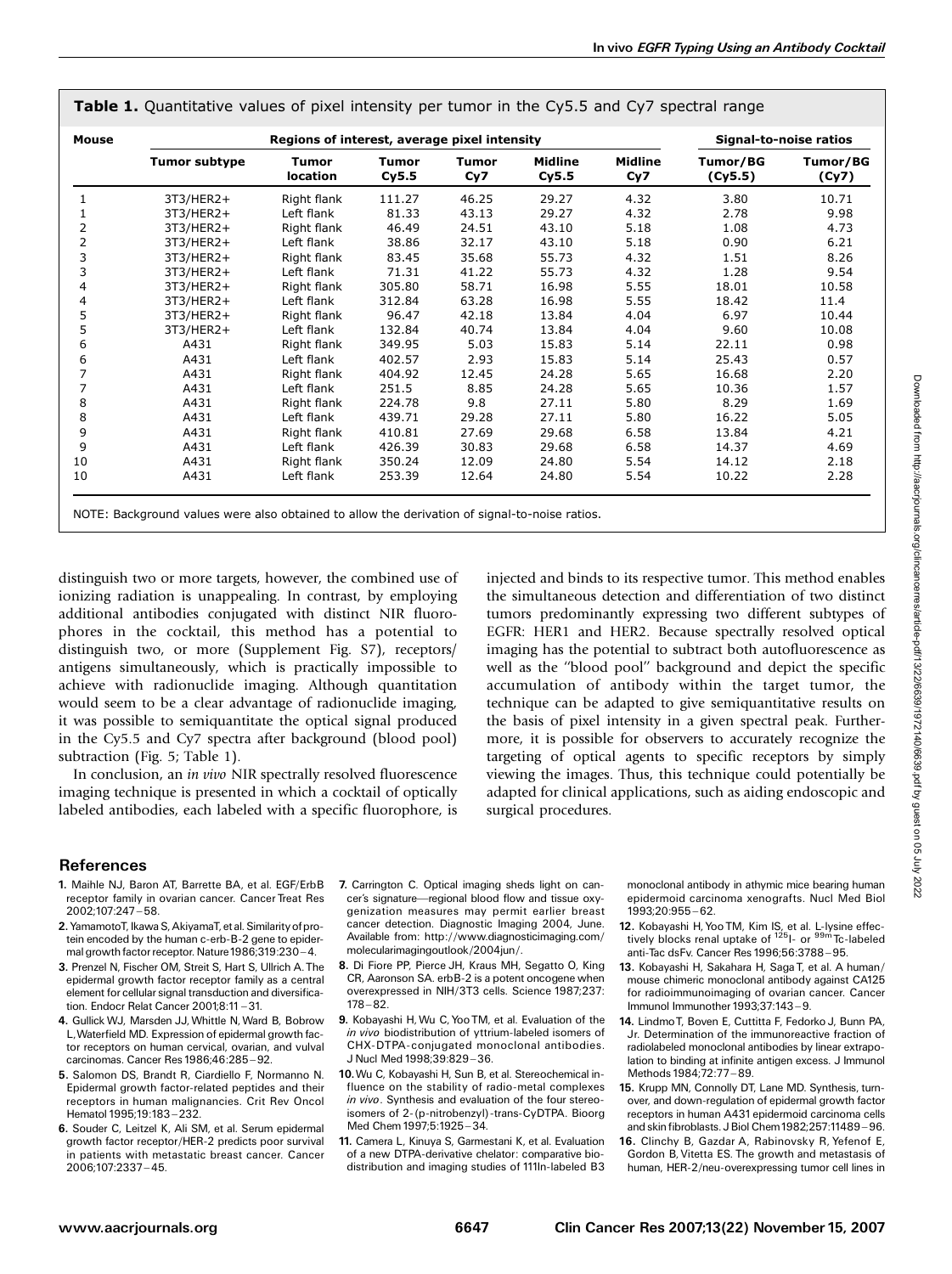**Table 1.** Quantitative values of pixel intensity per tumor in the Cy5.5 and Cy7 spectral range

| Mouse | Regions of interest, average pixel intensity | | | | | | Signal-to-noise ratios | |
|---|---|---|---|---|---|---|---|---|
| | Tumor subtype | Tumor location | Tumor Cy5.5 | Tumor Cy7 | Midline Cy5.5 | Midline Cy7 | Tumor/BG (Cy5.5) | Tumor/BG (Cy7) |
| 1 | 3T3/HER2+ | Right flank | 111.27 | 46.25 | 29.27 | 4.32 | 3.80 | 10.71 |
| 1 | 3T3/HER2+ | Left flank | 81.33 | 43.13 | 29.27 | 4.32 | 2.78 | 9.98 |
| 2 | 3T3/HER2+ | Right flank | 46.49 | 24.51 | 43.10 | 5.18 | 1.08 | 4.73 |
| 2 | 3T3/HER2+ | Left flank | 38.86 | 32.17 | 43.10 | 5.18 | 0.90 | 6.21 |
| 3 | 3T3/HER2+ | Right flank | 83.45 | 35.68 | 55.73 | 4.32 | 1.51 | 8.26 |
| 3 | 3T3/HER2+ | Left flank | 71.31 | 41.22 | 55.73 | 4.32 | 1.28 | 9.54 |
| 4 | 3T3/HER2+ | Right flank | 305.80 | 58.71 | 16.98 | 5.55 | 18.01 | 10.58 |
| 4 | 3T3/HER2+ | Left flank | 312.84 | 63.28 | 16.98 | 5.55 | 18.42 | 11.4 |
| 5 | 3T3/HER2+ | Right flank | 96.47 | 42.18 | 13.84 | 4.04 | 6.97 | 10.44 |
| 5 | 3T3/HER2+ | Left flank | 132.84 | 40.74 | 13.84 | 4.04 | 9.60 | 10.08 |
| 6 | A431 | Right flank | 349.95 | 5.03 | 15.83 | 5.14 | 22.11 | 0.98 |
| 6 | A431 | Left flank | 402.57 | 2.93 | 15.83 | 5.14 | 25.43 | 0.57 |
| 7 | A431 | Right flank | 404.92 | 12.45 | 24.28 | 5.65 | 16.68 | 2.20 |
| 7 | A431 | Left flank | 251.5 | 8.85 | 24.28 | 5.65 | 10.36 | 1.57 |
| 8 | A431 | Right flank | 224.78 | 9.8 | 27.11 | 5.80 | 8.29 | 1.69 |
| 8 | A431 | Left flank | 439.71 | 29.28 | 27.11 | 5.80 | 16.22 | 5.05 |
| 9 | A431 | Right flank | 410.81 | 27.69 | 29.68 | 6.58 | 13.84 | 4.21 |
| 9 | A431 | Left flank | 426.39 | 30.83 | 29.68 | 6.58 | 14.37 | 4.69 |
| 10 | A431 | Right flank | 350.24 | 12.09 | 24.80 | 5.54 | 14.12 | 2.18 |
| 10 | A431 | Left flank | 253.39 | 12.64 | 24.80 | 5.54 | 10.22 | 2.28 |

NOTE: Background values were also obtained to allow the derivation of signal-to-noise ratios.

distinguish two or more targets, however, the combined use of ionizing radiation is unappealing. In contrast, by employing additional antibodies conjugated with distinct NIR fluorophores in the cocktail, this method has a potential to distinguish two, or more (Supplement Fig. S7), receptors/antigens simultaneously, which is practically impossible to achieve with radionuclide imaging. Although quantitation would seem to be a clear advantage of radionuclide imaging, it was possible to semiquantitate the optical signal produced in the Cy5.5 and Cy7 spectra after background (blood pool) subtraction (Fig. 5; Table 1).

In conclusion, an *in vivo* NIR spectrally resolved fluorescence imaging technique is presented in which a cocktail of optically labeled antibodies, each labeled with a specific fluorophore, is injected and binds to its respective tumor. This method enables the simultaneous detection and differentiation of two distinct tumors predominantly expressing two different subtypes of EGFR: HER1 and HER2. Because spectrally resolved optical imaging has the potential to subtract both autofluorescence as well as the "blood pool" background and depict the specific accumulation of antibody within the target tumor, the technique can be adapted to give semiquantitative results on the basis of pixel intensity in a given spectral peak. Furthermore, it is possible for observers to accurately recognize the targeting of optical agents to specific receptors by simply viewing the images. Thus, this technique could potentially be adapted for clinical applications, such as aiding endoscopic and surgical procedures.

## References

1. Maihle NJ, Baron AT, Barrette BA, et al. EGF/ErbB receptor family in ovarian cancer. Cancer Treat Res 2002;107:247–58.
2. Yamamoto T, Ikawa S, Akiyama T, et al. Similarity of protein encoded by the human c-erb-B-2 gene to epidermal growth factor receptor. Nature 1986;319:230–4.
3. Prenzel N, Fischer OM, Streit S, Hart S, Ullrich A. The epidermal growth factor receptor family as a central element for cellular signal transduction and diversification. Endocr Relat Cancer 2001;8:11–31.
4. Gullick WJ, Marsden JJ, Whittle N, Ward B, Bobrow L, Waterfield MD. Expression of epidermal growth factor receptors on human cervical, ovarian, and vulval carcinomas. Cancer Res 1986;46:285–92.
5. Salomon DS, Brandt R, Ciardiello F, Normanno N. Epidermal growth factor-related peptides and their receptors in human malignancies. Crit Rev Oncol Hematol 1995;19:183–232.
6. Souder C, Leitzel K, Ali SM, et al. Serum epidermal growth factor receptor/HER-2 predicts poor survival in patients with metastatic breast cancer. Cancer 2006;107:2337–45.
7. Carrington C. Optical imaging sheds light on cancer's signature—regional blood flow and tissue oxygenization measures may permit earlier breast cancer detection. Diagnostic Imaging 2004, June. Available from: http://www.diagnosticimaging.com/molecularimagingoutlook/2004jun/.
8. Di Fiore PP, Pierce JH, Kraus MH, Segatto O, King CR, Aaronson SA. erbB-2 is a potent oncogene when overexpressed in NIH/3T3 cells. Science 1987;237:178–82.
9. Kobayashi H, Wu C, Yoo TM, et al. Evaluation of the *in vivo* biodistribution of yttrium-labeled isomers of CHX-DTPA-conjugated monoclonal antibodies. J Nucl Med 1998;39:829–36.
10. Wu C, Kobayashi H, Sun B, et al. Stereochemical influence on the stability of radio-metal complexes *in vivo*. Synthesis and evaluation of the four stereoisomers of 2-(p-nitrobenzyl)-trans-CyDTPA. Bioorg Med Chem 1997;5:1925–34.
11. Camera L, Kinuya S, Garmestani K, et al. Evaluation of a new DTPA-derivative chelator: comparative biodistribution and imaging studies of 111In-labeled B3 monoclonal antibody in athymic mice bearing human epidermoid carcinoma xenografts. Nucl Med Biol 1993;20:955–62.
12. Kobayashi H, Yoo TM, Kim IS, et al. L-lysine effectively blocks renal uptake of $^{125}$I- or $^{99m}$Tc-labeled anti-Tac dsFv. Cancer Res 1996;56:3788–95.
13. Kobayashi H, Sakahara H, Saga T, et al. A human/mouse chimeric monoclonal antibody against CA125 for radioimmunoimaging of ovarian cancer. Cancer Immunol Immunother 1993;37:143–9.
14. Lindmo T, Boven E, Cuttitta F, Fedorko J, Bunn PA, Jr. Determination of the immunoreactive fraction of radiolabeled monoclonal antibodies by linear extrapolation to binding at infinite antigen excess. J Immunol Methods 1984;72:77–89.
15. Krupp MN, Connolly DT, Lane MD. Synthesis, turnover, and down-regulation of epidermal growth factor receptors in human A431 epidermoid carcinoma cells and skin fibroblasts. J Biol Chem 1982;257:11489–96.
16. Clinchy B, Gazdar A, Rabinovsky R, Yefenof E, Gordon B, Vitetta ES. The growth and metastasis of human, HER-2/neu-overexpressing tumor cell lines in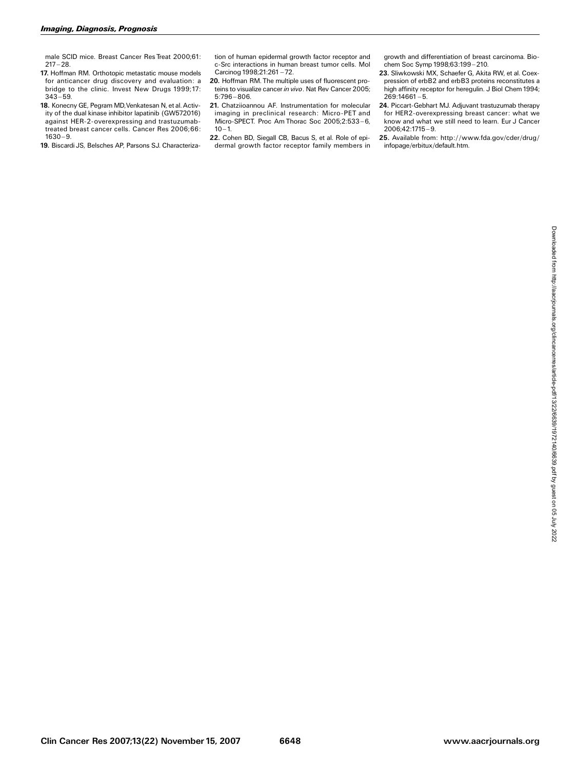male SCID mice. Breast Cancer Res Treat 2000;61: 217–28.

**17.** Hoffman RM. Orthotopic metastatic mouse models for anticancer drug discovery and evaluation: a bridge to the clinic. Invest New Drugs 1999;17: 343–59.

**18.** Konecny GE, Pegram MD, Venkatesan N, et al. Activity of the dual kinase inhibitor lapatinib (GW572016) against HER-2-overexpressing and trastuzumab-treated breast cancer cells. Cancer Res 2006;66: 1630–9.

**19.** Biscardi JS, Belsches AP, Parsons SJ. Characterization of human epidermal growth factor receptor and c-Src interactions in human breast tumor cells. Mol Carcinog 1998;21:261–72.

**20.** Hoffman RM. The multiple uses of fluorescent proteins to visualize cancer *in vivo*. Nat Rev Cancer 2005; 5:796–806.

**21.** Chatziioannou AF. Instrumentation for molecular imaging in preclinical research: Micro-PET and Micro-SPECT. Proc Am Thorac Soc 2005;2:533–6, 10–1.

**22.** Cohen BD, Siegall CB, Bacus S, et al. Role of epidermal growth factor receptor family members in growth and differentiation of breast carcinoma. Biochem Soc Symp 1998;63:199–210.

**23.** Sliwkowski MX, Schaefer G, Akita RW, et al. Coexpression of erbB2 and erbB3 proteins reconstitutes a high affinity receptor for heregulin. J Biol Chem 1994; 269:14661–5.

**24.** Piccart-Gebhart MJ. Adjuvant trastuzumab therapy for HER2-overexpressing breast cancer: what we know and what we still need to learn. Eur J Cancer 2006;42:1715–9.

**25.** Available from: http://www.fda.gov/cder/drug/infopage/erbitux/default.htm.